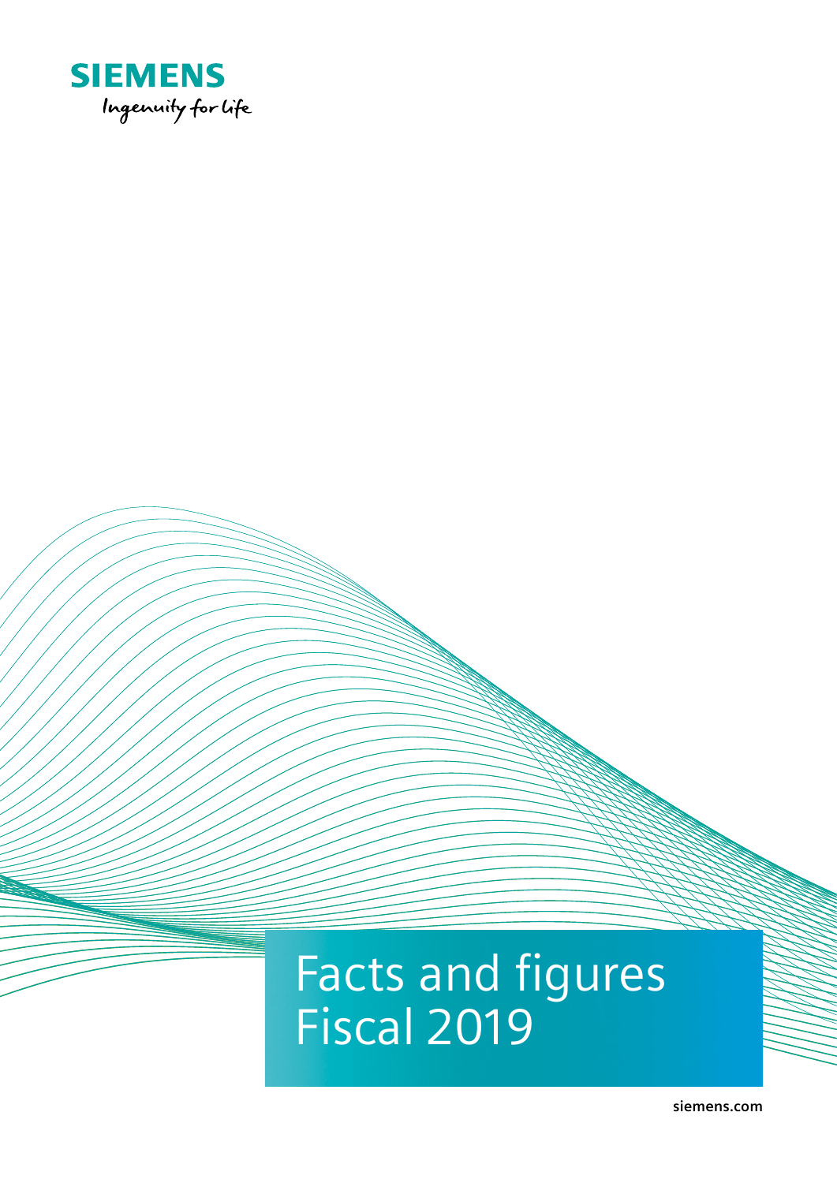SIEMENS

Ingenuity for life

# Facts and figures Fiscal 2019

siemens.com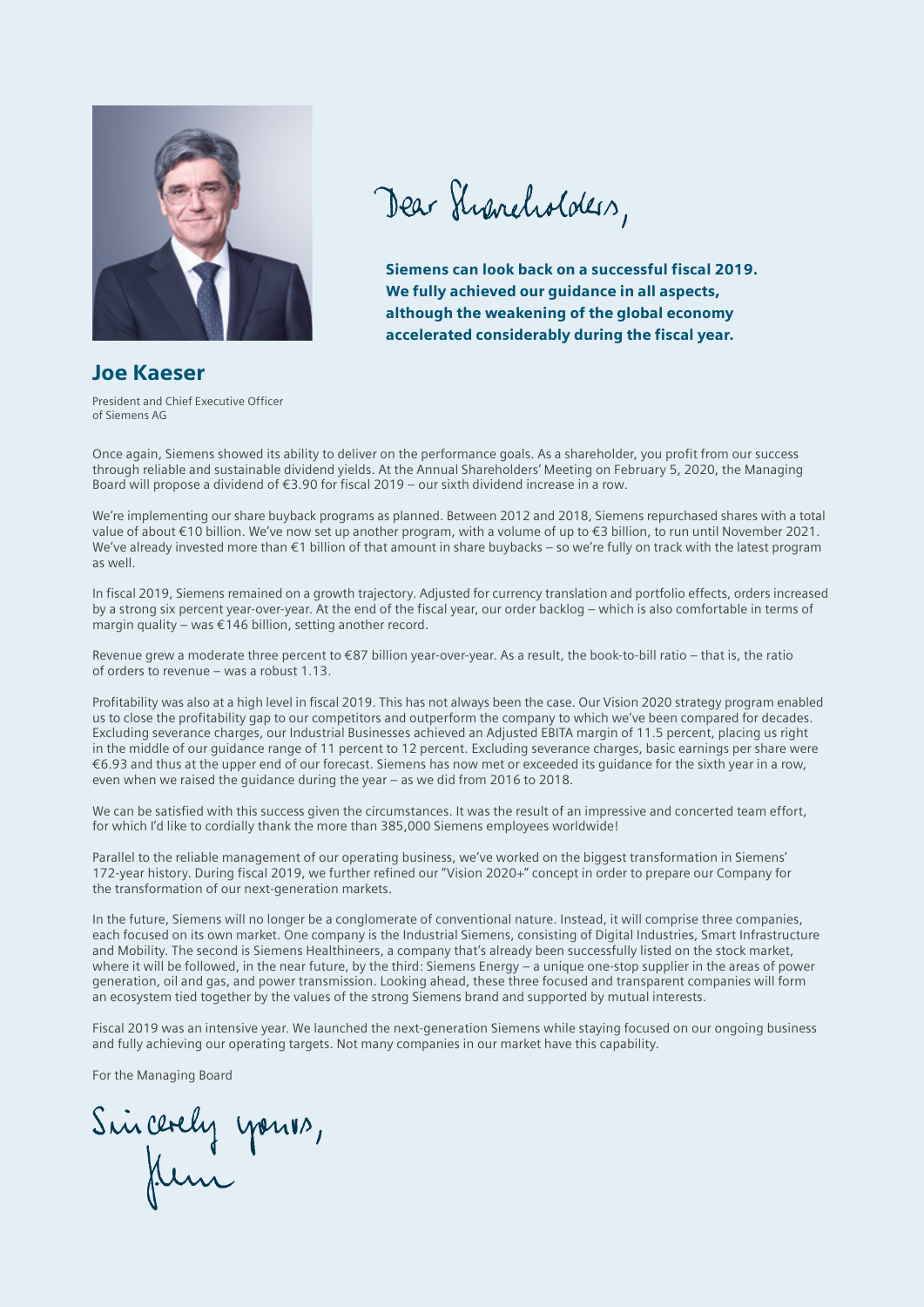Dear Shareholders,

**Siemens can look back on a successful fiscal 2019. We fully achieved our guidance in all aspects, although the weakening of the global economy accelerated considerably during the fiscal year.**

## Joe Kaeser

President and Chief Executive Officer of Siemens AG

Once again, Siemens showed its ability to deliver on the performance goals. As a shareholder, you profit from our success through reliable and sustainable dividend yields. At the Annual Shareholders' Meeting on February 5, 2020, the Managing Board will propose a dividend of €3.90 for fiscal 2019 – our sixth dividend increase in a row.

We're implementing our share buyback programs as planned. Between 2012 and 2018, Siemens repurchased shares with a total value of about €10 billion. We've now set up another program, with a volume of up to €3 billion, to run until November 2021. We've already invested more than €1 billion of that amount in share buybacks – so we're fully on track with the latest program as well.

In fiscal 2019, Siemens remained on a growth trajectory. Adjusted for currency translation and portfolio effects, orders increased by a strong six percent year-over-year. At the end of the fiscal year, our order backlog – which is also comfortable in terms of margin quality – was €146 billion, setting another record.

Revenue grew a moderate three percent to €87 billion year-over-year. As a result, the book-to-bill ratio – that is, the ratio of orders to revenue – was a robust 1.13.

Profitability was also at a high level in fiscal 2019. This has not always been the case. Our Vision 2020 strategy program enabled us to close the profitability gap to our competitors and outperform the company to which we've been compared for decades. Excluding severance charges, our Industrial Businesses achieved an Adjusted EBITA margin of 11.5 percent, placing us right in the middle of our guidance range of 11 percent to 12 percent. Excluding severance charges, basic earnings per share were €6.93 and thus at the upper end of our forecast. Siemens has now met or exceeded its guidance for the sixth year in a row, even when we raised the guidance during the year – as we did from 2016 to 2018.

We can be satisfied with this success given the circumstances. It was the result of an impressive and concerted team effort, for which I'd like to cordially thank the more than 385,000 Siemens employees worldwide!

Parallel to the reliable management of our operating business, we've worked on the biggest transformation in Siemens' 172-year history. During fiscal 2019, we further refined our "Vision 2020+" concept in order to prepare our Company for the transformation of our next-generation markets.

In the future, Siemens will no longer be a conglomerate of conventional nature. Instead, it will comprise three companies, each focused on its own market. One company is the Industrial Siemens, consisting of Digital Industries, Smart Infrastructure and Mobility. The second is Siemens Healthineers, a company that's already been successfully listed on the stock market, where it will be followed, in the near future, by the third: Siemens Energy – a unique one-stop supplier in the areas of power generation, oil and gas, and power transmission. Looking ahead, these three focused and transparent companies will form an ecosystem tied together by the values of the strong Siemens brand and supported by mutual interests.

Fiscal 2019 was an intensive year. We launched the next-generation Siemens while staying focused on our ongoing business and fully achieving our operating targets. Not many companies in our market have this capability.

For the Managing Board

Sincerely yours,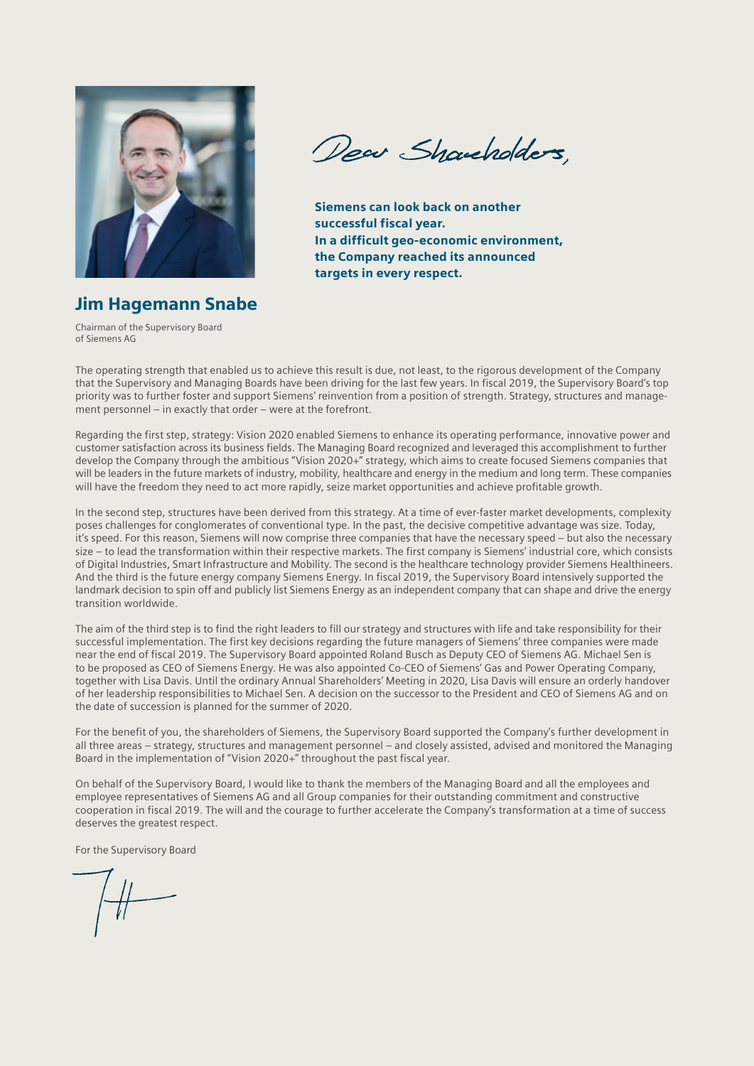## Jim Hagemann Snabe

Chairman of the Supervisory Board
of Siemens AG

Dear Shareholders,

**Siemens can look back on another successful fiscal year. In a difficult geo-economic environment, the Company reached its announced targets in every respect.**

The operating strength that enabled us to achieve this result is due, not least, to the rigorous development of the Company that the Supervisory and Managing Boards have been driving for the last few years. In fiscal 2019, the Supervisory Board's top priority was to further foster and support Siemens' reinvention from a position of strength. Strategy, structures and management personnel – in exactly that order – were at the forefront.

Regarding the first step, strategy: Vision 2020 enabled Siemens to enhance its operating performance, innovative power and customer satisfaction across its business fields. The Managing Board recognized and leveraged this accomplishment to further develop the Company through the ambitious "Vision 2020+" strategy, which aims to create focused Siemens companies that will be leaders in the future markets of industry, mobility, healthcare and energy in the medium and long term. These companies will have the freedom they need to act more rapidly, seize market opportunities and achieve profitable growth.

In the second step, structures have been derived from this strategy. At a time of ever-faster market developments, complexity poses challenges for conglomerates of conventional type. In the past, the decisive competitive advantage was size. Today, it's speed. For this reason, Siemens will now comprise three companies that have the necessary speed – but also the necessary size – to lead the transformation within their respective markets. The first company is Siemens' industrial core, which consists of Digital Industries, Smart Infrastructure and Mobility. The second is the healthcare technology provider Siemens Healthineers. And the third is the future energy company Siemens Energy. In fiscal 2019, the Supervisory Board intensively supported the landmark decision to spin off and publicly list Siemens Energy as an independent company that can shape and drive the energy transition worldwide.

The aim of the third step is to find the right leaders to fill our strategy and structures with life and take responsibility for their successful implementation. The first key decisions regarding the future managers of Siemens' three companies were made near the end of fiscal 2019. The Supervisory Board appointed Roland Busch as Deputy CEO of Siemens AG. Michael Sen is to be proposed as CEO of Siemens Energy. He was also appointed Co-CEO of Siemens' Gas and Power Operating Company, together with Lisa Davis. Until the ordinary Annual Shareholders' Meeting in 2020, Lisa Davis will ensure an orderly handover of her leadership responsibilities to Michael Sen. A decision on the successor to the President and CEO of Siemens AG and on the date of succession is planned for the summer of 2020.

For the benefit of you, the shareholders of Siemens, the Supervisory Board supported the Company's further development in all three areas – strategy, structures and management personnel – and closely assisted, advised and monitored the Managing Board in the implementation of "Vision 2020+" throughout the past fiscal year.

On behalf of the Supervisory Board, I would like to thank the members of the Managing Board and all the employees and employee representatives of Siemens AG and all Group companies for their outstanding commitment and constructive cooperation in fiscal 2019. The will and the courage to further accelerate the Company's transformation at a time of success deserves the greatest respect.

For the Supervisory Board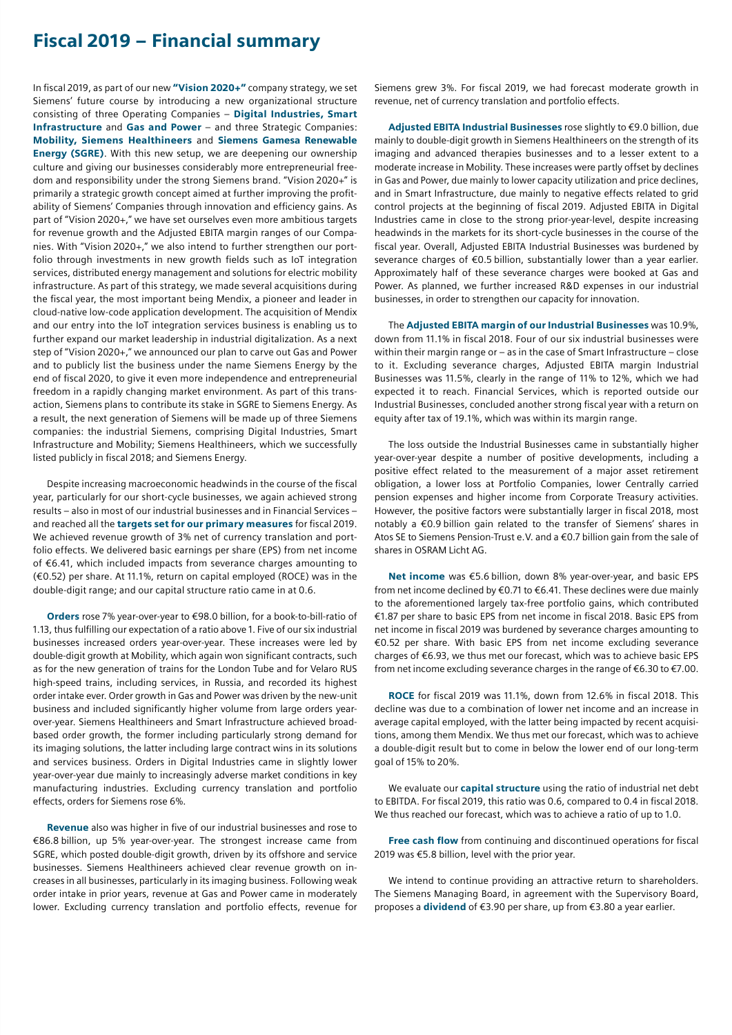# Fiscal 2019 – Financial summary

In fiscal 2019, as part of our new **"Vision 2020+"** company strategy, we set Siemens' future course by introducing a new organizational structure consisting of three Operating Companies – **Digital Industries, Smart Infrastructure** and **Gas and Power** – and three Strategic Companies: **Mobility, Siemens Healthineers** and **Siemens Gamesa Renewable Energy (SGRE)**. With this new setup, we are deepening our ownership culture and giving our businesses considerably more entrepreneurial freedom and responsibility under the strong Siemens brand. "Vision 2020+" is primarily a strategic growth concept aimed at further improving the profitability of Siemens' Companies through innovation and efficiency gains. As part of "Vision 2020+," we have set ourselves even more ambitious targets for revenue growth and the Adjusted EBITA margin ranges of our Companies. With "Vision 2020+," we also intend to further strengthen our portfolio through investments in new growth fields such as IoT integration services, distributed energy management and solutions for electric mobility infrastructure. As part of this strategy, we made several acquisitions during the fiscal year, the most important being Mendix, a pioneer and leader in cloud-native low-code application development. The acquisition of Mendix and our entry into the IoT integration services business is enabling us to further expand our market leadership in industrial digitalization. As a next step of "Vision 2020+," we announced our plan to carve out Gas and Power and to publicly list the business under the name Siemens Energy by the end of fiscal 2020, to give it even more independence and entrepreneurial freedom in a rapidly changing market environment. As part of this transaction, Siemens plans to contribute its stake in SGRE to Siemens Energy. As a result, the next generation of Siemens will be made up of three Siemens companies: the industrial Siemens, comprising Digital Industries, Smart Infrastructure and Mobility; Siemens Healthineers, which we successfully listed publicly in fiscal 2018; and Siemens Energy.

Despite increasing macroeconomic headwinds in the course of the fiscal year, particularly for our short-cycle businesses, we again achieved strong results – also in most of our industrial businesses and in Financial Services – and reached all the **targets set for our primary measures** for fiscal 2019. We achieved revenue growth of 3% net of currency translation and portfolio effects. We delivered basic earnings per share (EPS) from net income of €6.41, which included impacts from severance charges amounting to (€0.52) per share. At 11.1%, return on capital employed (ROCE) was in the double-digit range; and our capital structure ratio came in at 0.6.

**Orders** rose 7% year-over-year to €98.0 billion, for a book-to-bill-ratio of 1.13, thus fulfilling our expectation of a ratio above 1. Five of our six industrial businesses increased orders year-over-year. These increases were led by double-digit growth at Mobility, which again won significant contracts, such as for the new generation of trains for the London Tube and for Velaro RUS high-speed trains, including services, in Russia, and recorded its highest order intake ever. Order growth in Gas and Power was driven by the new-unit business and included significantly higher volume from large orders year-over-year. Siemens Healthineers and Smart Infrastructure achieved broad-based order growth, the former including particularly strong demand for its imaging solutions, the latter including large contract wins in its solutions and services business. Orders in Digital Industries came in slightly lower year-over-year due mainly to increasingly adverse market conditions in key manufacturing industries. Excluding currency translation and portfolio effects, orders for Siemens rose 6%.

**Revenue** also was higher in five of our industrial businesses and rose to €86.8 billion, up 5% year-over-year. The strongest increase came from SGRE, which posted double-digit growth, driven by its offshore and service businesses. Siemens Healthineers achieved clear revenue growth on increases in all businesses, particularly in its imaging business. Following weak order intake in prior years, revenue at Gas and Power came in moderately lower. Excluding currency translation and portfolio effects, revenue for Siemens grew 3%. For fiscal 2019, we had forecast moderate growth in revenue, net of currency translation and portfolio effects.

**Adjusted EBITA Industrial Businesses** rose slightly to €9.0 billion, due mainly to double-digit growth in Siemens Healthineers on the strength of its imaging and advanced therapies businesses and to a lesser extent to a moderate increase in Mobility. These increases were partly offset by declines in Gas and Power, due mainly to lower capacity utilization and price declines, and in Smart Infrastructure, due mainly to negative effects related to grid control projects at the beginning of fiscal 2019. Adjusted EBITA in Digital Industries came in close to the strong prior-year-level, despite increasing headwinds in the markets for its short-cycle businesses in the course of the fiscal year. Overall, Adjusted EBITA Industrial Businesses was burdened by severance charges of €0.5 billion, substantially lower than a year earlier. Approximately half of these severance charges were booked at Gas and Power. As planned, we further increased R&D expenses in our industrial businesses, in order to strengthen our capacity for innovation.

The **Adjusted EBITA margin of our Industrial Businesses** was 10.9%, down from 11.1% in fiscal 2018. Four of our six industrial businesses were within their margin range or – as in the case of Smart Infrastructure – close to it. Excluding severance charges, Adjusted EBITA margin Industrial Businesses was 11.5%, clearly in the range of 11% to 12%, which we had expected it to reach. Financial Services, which is reported outside our Industrial Businesses, concluded another strong fiscal year with a return on equity after tax of 19.1%, which was within its margin range.

The loss outside the Industrial Businesses came in substantially higher year-over-year despite a number of positive developments, including a positive effect related to the measurement of a major asset retirement obligation, a lower loss at Portfolio Companies, lower Centrally carried pension expenses and higher income from Corporate Treasury activities. However, the positive factors were substantially larger in fiscal 2018, most notably a €0.9 billion gain related to the transfer of Siemens' shares in Atos SE to Siemens Pension-Trust e.V. and a €0.7 billion gain from the sale of shares in OSRAM Licht AG.

**Net income** was €5.6 billion, down 8% year-over-year, and basic EPS from net income declined by €0.71 to €6.41. These declines were due mainly to the aforementioned largely tax-free portfolio gains, which contributed €1.87 per share to basic EPS from net income in fiscal 2018. Basic EPS from net income in fiscal 2019 was burdened by severance charges amounting to €0.52 per share. With basic EPS from net income excluding severance charges of €6.93, we thus met our forecast, which was to achieve basic EPS from net income excluding severance charges in the range of €6.30 to €7.00.

**ROCE** for fiscal 2019 was 11.1%, down from 12.6% in fiscal 2018. This decline was due to a combination of lower net income and an increase in average capital employed, with the latter being impacted by recent acquisitions, among them Mendix. We thus met our forecast, which was to achieve a double-digit result but to come in below the lower end of our long-term goal of 15% to 20%.

We evaluate our **capital structure** using the ratio of industrial net debt to EBITDA. For fiscal 2019, this ratio was 0.6, compared to 0.4 in fiscal 2018. We thus reached our forecast, which was to achieve a ratio of up to 1.0.

**Free cash flow** from continuing and discontinued operations for fiscal 2019 was €5.8 billion, level with the prior year.

We intend to continue providing an attractive return to shareholders. The Siemens Managing Board, in agreement with the Supervisory Board, proposes a **dividend** of €3.90 per share, up from €3.80 a year earlier.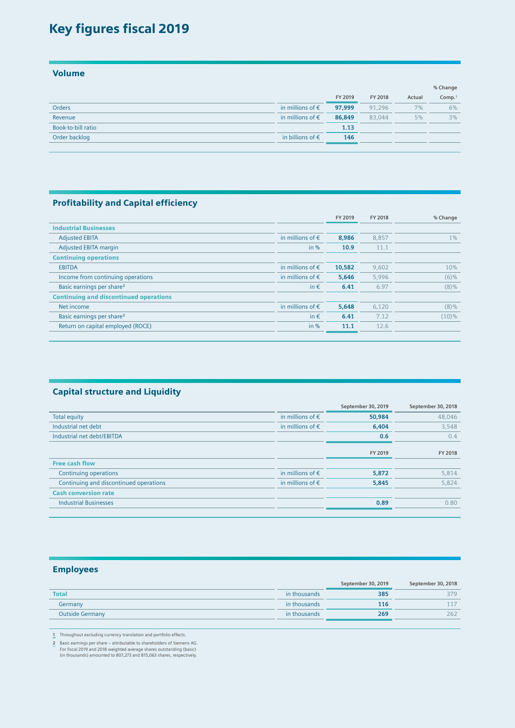# Key figures fiscal 2019

## Volume

| | | FY 2019 | FY 2018 | % Change Actual | % Change Comp.[1] |
|---|---|---|---|---|---|
| Orders | in millions of € | **97,999** | 91,296 | 7% | 6% |
| Revenue | in millions of € | **86,849** | 83,044 | 5% | 3% |
| Book-to-bill ratio | | **1.13** | | | |
| Order backlog | in billions of € | **146** | | | |

## Profitability and Capital efficiency

| | | FY 2019 | FY 2018 | % Change |
|---|---|---|---|---|
| **Industrial Businesses** | | | | |
| Adjusted EBITA | in millions of € | **8,986** | 8,857 | 1% |
| Adjusted EBITA margin | in % | **10.9** | 11.1 | |
| **Continuing operations** | | | | |
| EBITDA | in millions of € | **10,582** | 9,602 | 10% |
| Income from continuing operations | in millions of € | **5,646** | 5,996 | (6)% |
| Basic earnings per share[2] | in € | **6.41** | 6.97 | (8)% |
| **Continuing and discontinued operations** | | | | |
| Net income | in millions of € | **5,648** | 6,120 | (8)% |
| Basic earnings per share[2] | in € | **6.41** | 7.12 | (10)% |
| Return on capital employed (ROCE) | in % | **11.1** | 12.6 | |

## Capital structure and Liquidity

| | | September 30, 2019 | September 30, 2018 |
|---|---|---|---|
| Total equity | in millions of € | **50,984** | 48,046 |
| Industrial net debt | in millions of € | **6,404** | 3,548 |
| Industrial net debt/EBITDA | | **0.6** | 0.4 |

| | | FY 2019 | FY 2018 |
|---|---|---|---|
| **Free cash flow** | | | |
| Continuing operations | in millions of € | **5,872** | 5,814 |
| Continuing and discontinued operations | in millions of € | **5,845** | 5,824 |
| **Cash conversion rate** | | | |
| Industrial Businesses | | **0.89** | 0.80 |

## Employees

| | | September 30, 2019 | September 30, 2018 |
|---|---|---|---|
| **Total** | in thousands | **385** | 379 |
| Germany | in thousands | **116** | 117 |
| Outside Germany | in thousands | **269** | 262 |

1 Throughout excluding currency translation and portfolio effects.

2 Basic earnings per share – attributable to shareholders of Siemens AG. For fiscal 2019 and 2018 weighted average shares outstanding (basic) (in thousands) amounted to 807,273 and 815,063 shares, respectively.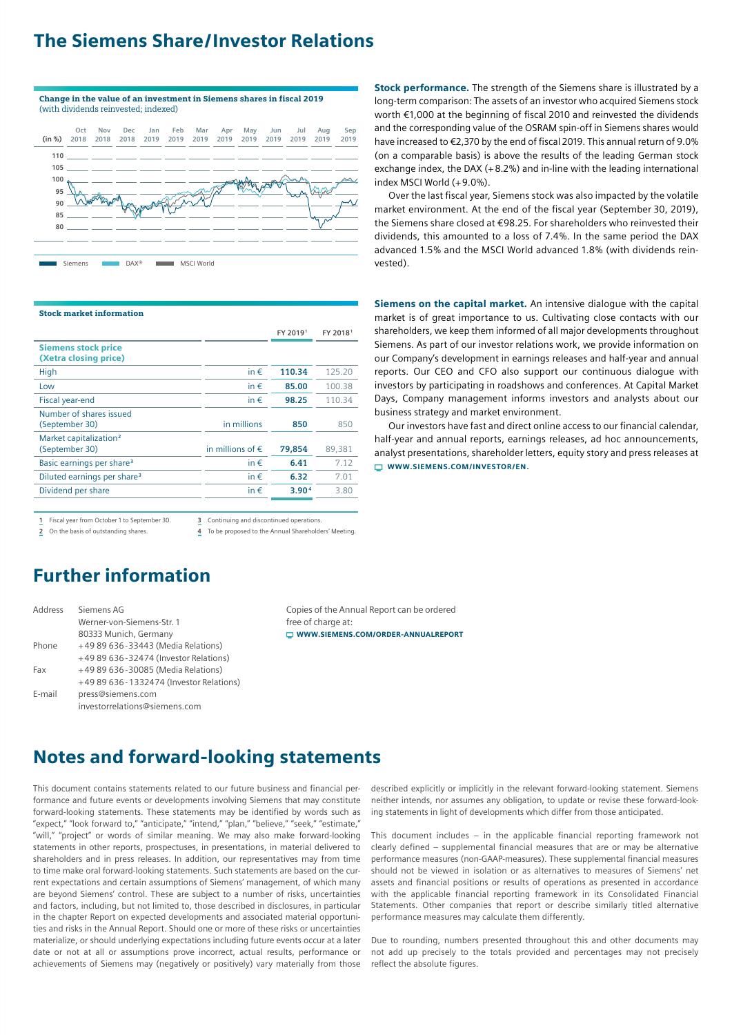# The Siemens Share/Investor Relations

**Change in the value of an investment in Siemens shares in fiscal 2019**
(with dividends reinvested; indexed)

(in %)
Oct 2018, Nov 2018, Dec 2018, Jan 2019, Feb 2019, Mar 2019, Apr 2019, May 2019, Jun 2019, Jul 2019, Aug 2019, Sep 2019
110
105
100
95
90
85
80

Siemens   DAX®   MSCI World

**Stock performance.** The strength of the Siemens share is illustrated by a long-term comparison: The assets of an investor who acquired Siemens stock worth €1,000 at the beginning of fiscal 2010 and reinvested the dividends and the corresponding value of the OSRAM spin-off in Siemens shares would have increased to €2,370 by the end of fiscal 2019. This annual return of 9.0% (on a comparable basis) is above the results of the leading German stock exchange index, the DAX (+8.2%) and in-line with the leading international index MSCI World (+9.0%).

Over the last fiscal year, Siemens stock was also impacted by the volatile market environment. At the end of the fiscal year (September 30, 2019), the Siemens share closed at €98.25. For shareholders who reinvested their dividends, this amounted to a loss of 7.4%. In the same period the DAX advanced 1.5% and the MSCI World advanced 1.8% (with dividends reinvested).

**Stock market information**

| | | FY 2019[1] | FY 2018[1] |
|---|---|---|---|
| **Siemens stock price (Xetra closing price)** | | | |
| High | in € | **110.34** | 125.20 |
| Low | in € | **85.00** | 100.38 |
| Fiscal year-end | in € | **98.25** | 110.34 |
| Number of shares issued (September 30) | in millions | **850** | 850 |
| Market capitalization[2] (September 30) | in millions of € | **79,854** | 89,381 |
| Basic earnings per share[3] | in € | **6.41** | 7.12 |
| Diluted earnings per share[3] | in € | **6.32** | 7.01 |
| Dividend per share | in € | **3.90**[4] | 3.80 |

1 Fiscal year from October 1 to September 30.
2 On the basis of outstanding shares.
3 Continuing and discontinued operations.
4 To be proposed to the Annual Shareholders' Meeting.

**Siemens on the capital market.** An intensive dialogue with the capital market is of great importance to us. Cultivating close contacts with our shareholders, we keep them informed of all major developments throughout Siemens. As part of our investor relations work, we provide information on our Company's development in earnings releases and half-year and annual reports. Our CEO and CFO also support our continuous dialogue with investors by participating in roadshows and conferences. At Capital Market Days, Company management informs investors and analysts about our business strategy and market environment.

Our investors have fast and direct online access to our financial calendar, half-year and annual reports, earnings releases, ad hoc announcements, analyst presentations, shareholder letters, equity story and press releases at **WWW.SIEMENS.COM/INVESTOR/EN.**

# Further information

| | |
|---|---|
| Address | Siemens AG<br>Werner-von-Siemens-Str. 1<br>80333 Munich, Germany |
| Phone | +49 89 636-33443 (Media Relations)<br>+49 89 636-32474 (Investor Relations) |
| Fax | +49 89 636-30085 (Media Relations)<br>+49 89 636-1332474 (Investor Relations) |
| E-mail | press@siemens.com<br>investorrelations@siemens.com |

Copies of the Annual Report can be ordered free of charge at:
**WWW.SIEMENS.COM/ORDER-ANNUALREPORT**

# Notes and forward-looking statements

This document contains statements related to our future business and financial performance and future events or developments involving Siemens that may constitute forward-looking statements. These statements may be identified by words such as "expect," "look forward to," "anticipate," "intend," "plan," "believe," "seek," "estimate," "will," "project" or words of similar meaning. We may also make forward-looking statements in other reports, prospectuses, in presentations, in material delivered to shareholders and in press releases. In addition, our representatives may from time to time make oral forward-looking statements. Such statements are based on the current expectations and certain assumptions of Siemens' management, of which many are beyond Siemens' control. These are subject to a number of risks, uncertainties and factors, including, but not limited to, those described in disclosures, in particular in the chapter Report on expected developments and associated material opportunities and risks in the Annual Report. Should one or more of these risks or uncertainties materialize, or should underlying expectations including future events occur at a later date or not at all or assumptions prove incorrect, actual results, performance or achievements of Siemens may (negatively or positively) vary materially from those described explicitly or implicitly in the relevant forward-looking statement. Siemens neither intends, nor assumes any obligation, to update or revise these forward-looking statements in light of developments which differ from those anticipated.

This document includes – in the applicable financial reporting framework not clearly defined – supplemental financial measures that are or may be alternative performance measures (non-GAAP-measures). These supplemental financial measures should not be viewed in isolation or as alternatives to measures of Siemens' net assets and financial positions or results of operations as presented in accordance with the applicable financial reporting framework in its Consolidated Financial Statements. Other companies that report or describe similarly titled alternative performance measures may calculate them differently.

Due to rounding, numbers presented throughout this and other documents may not add up precisely to the totals provided and percentages may not precisely reflect the absolute figures.